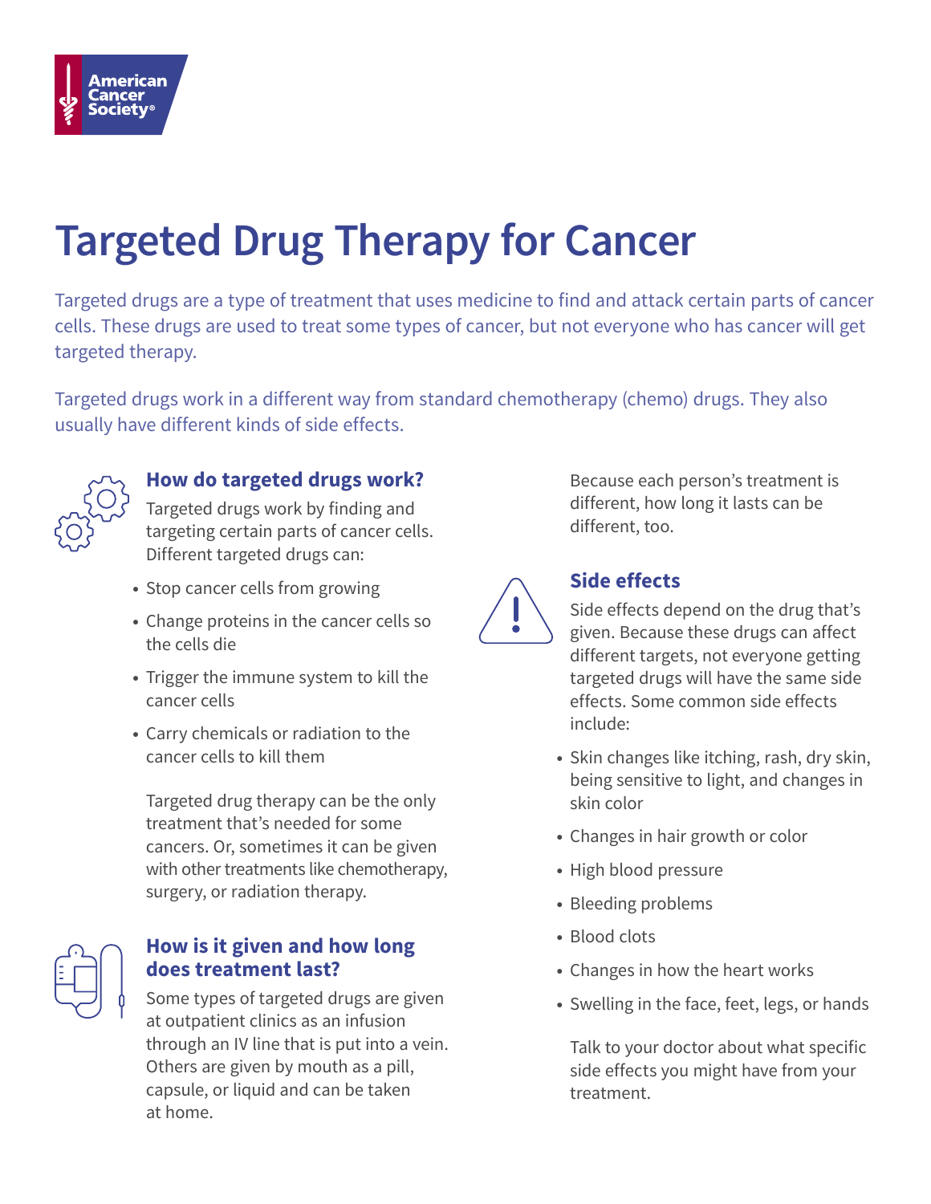# Targeted Drug Therapy for Cancer

Targeted drugs are a type of treatment that uses medicine to find and attack certain parts of cancer cells. These drugs are used to treat some types of cancer, but not everyone who has cancer will get targeted therapy.

Targeted drugs work in a different way from standard chemotherapy (chemo) drugs. They also usually have different kinds of side effects.

## How do targeted drugs work?

Targeted drugs work by finding and targeting certain parts of cancer cells. Different targeted drugs can:

- Stop cancer cells from growing
- Change proteins in the cancer cells so the cells die
- Trigger the immune system to kill the cancer cells
- Carry chemicals or radiation to the cancer cells to kill them

Targeted drug therapy can be the only treatment that's needed for some cancers. Or, sometimes it can be given with other treatments like chemotherapy, surgery, or radiation therapy.

## How is it given and how long does treatment last?

Some types of targeted drugs are given at outpatient clinics as an infusion through an IV line that is put into a vein. Others are given by mouth as a pill, capsule, or liquid and can be taken at home.

Because each person's treatment is different, how long it lasts can be different, too.

## Side effects

Side effects depend on the drug that's given. Because these drugs can affect different targets, not everyone getting targeted drugs will have the same side effects. Some common side effects include:

- Skin changes like itching, rash, dry skin, being sensitive to light, and changes in skin color
- Changes in hair growth or color
- High blood pressure
- Bleeding problems
- Blood clots
- Changes in how the heart works
- Swelling in the face, feet, legs, or hands

Talk to your doctor about what specific side effects you might have from your treatment.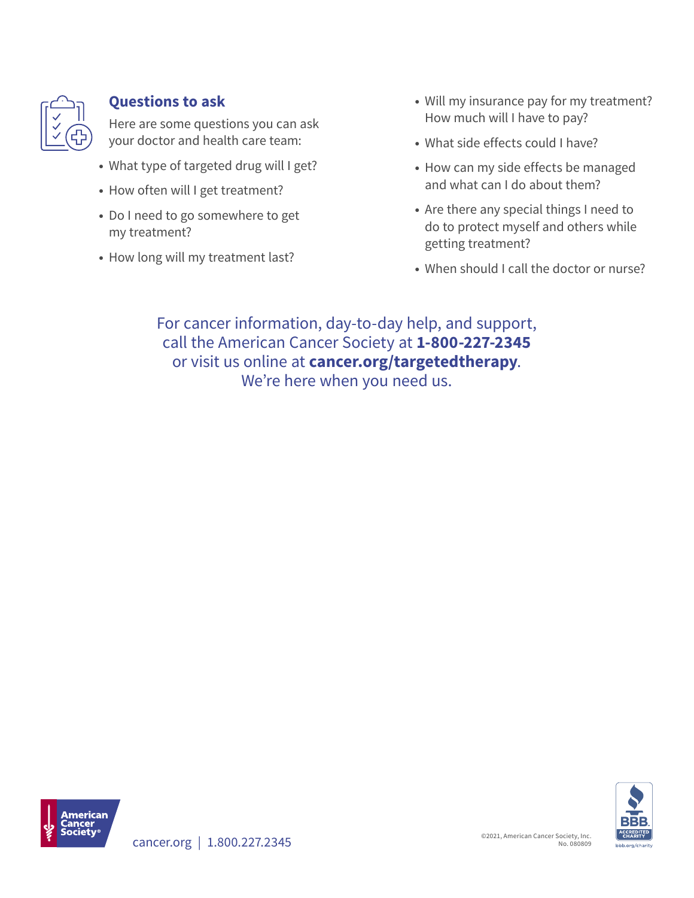## Questions to ask

Here are some questions you can ask your doctor and health care team:

- What type of targeted drug will I get?
- How often will I get treatment?
- Do I need to go somewhere to get my treatment?
- How long will my treatment last?
- Will my insurance pay for my treatment? How much will I have to pay?
- What side effects could I have?
- How can my side effects be managed and what can I do about them?
- Are there any special things I need to do to protect myself and others while getting treatment?
- When should I call the doctor or nurse?

For cancer information, day-to-day help, and support, call the American Cancer Society at **1-800-227-2345** or visit us online at **cancer.org/targetedtherapy**. We're here when you need us.

cancer.org | 1.800.227.2345

©2021, American Cancer Society, Inc.
No. 080809